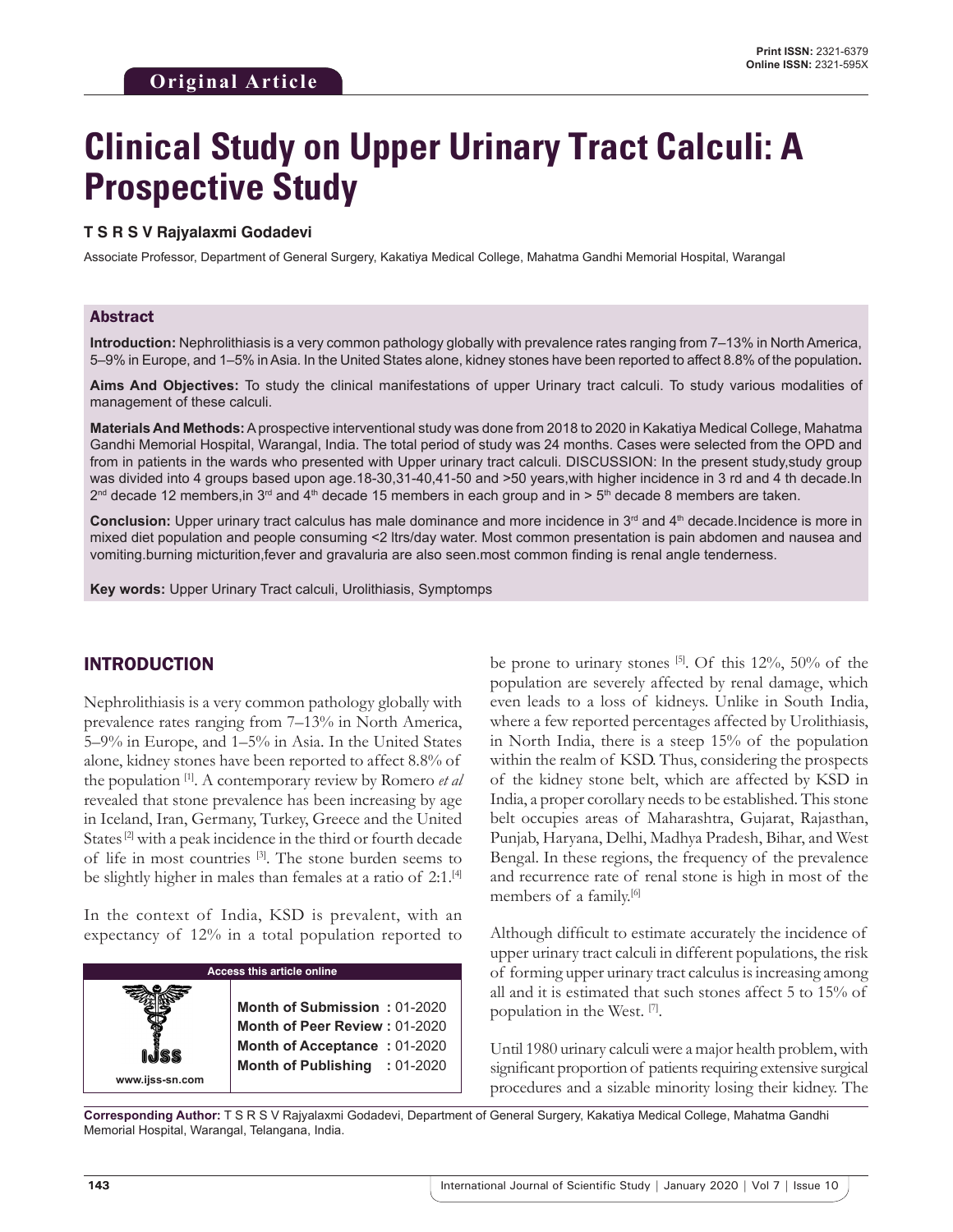**Original Article**

Print ISSN: 2321-6379
Online ISSN: 2321-595X

# Clinical Study on Upper Urinary Tract Calculi: A Prospective Study

**T S R S V Rajyalaxmi Godadevi**

Associate Professor, Department of General Surgery, Kakatiya Medical College, Mahatma Gandhi Memorial Hospital, Warangal

## Abstract

**Introduction:** Nephrolithiasis is a very common pathology globally with prevalence rates ranging from 7–13% in North America, 5–9% in Europe, and 1–5% in Asia. In the United States alone, kidney stones have been reported to affect 8.8% of the population**.**

**Aims And Objectives:** To study the clinical manifestations of upper Urinary tract calculi. To study various modalities of management of these calculi.

**Materials And Methods:** A prospective interventional study was done from 2018 to 2020 in Kakatiya Medical College, Mahatma Gandhi Memorial Hospital, Warangal, India. The total period of study was 24 months. Cases were selected from the OPD and from in patients in the wards who presented with Upper urinary tract calculi. DISCUSSION: In the present study,study group was divided into 4 groups based upon age.18-30,31-40,41-50 and >50 years,with higher incidence in 3 rd and 4 th decade.In 2nd decade 12 members,in 3rd and 4th decade 15 members in each group and in > 5th decade 8 members are taken.

**Conclusion:** Upper urinary tract calculus has male dominance and more incidence in 3rd and 4th decade.Incidence is more in mixed diet population and people consuming <2 ltrs/day water. Most common presentation is pain abdomen and nausea and vomiting.burning micturition,fever and gravaluria are also seen.most common finding is renal angle tenderness.

**Key words:** Upper Urinary Tract calculi, Urolithiasis, Symptomps

## INTRODUCTION

Nephrolithiasis is a very common pathology globally with prevalence rates ranging from 7–13% in North America, 5–9% in Europe, and 1–5% in Asia. In the United States alone, kidney stones have been reported to affect 8.8% of the population [1]. A contemporary review by Romero *et al* revealed that stone prevalence has been increasing by age in Iceland, Iran, Germany, Turkey, Greece and the United States [2] with a peak incidence in the third or fourth decade of life in most countries [3]. The stone burden seems to be slightly higher in males than females at a ratio of 2:1.[4]

In the context of India, KSD is prevalent, with an expectancy of 12% in a total population reported to be prone to urinary stones [5]. Of this 12%, 50% of the population are severely affected by renal damage, which even leads to a loss of kidneys. Unlike in South India, where a few reported percentages affected by Urolithiasis, in North India, there is a steep 15% of the population within the realm of KSD. Thus, considering the prospects of the kidney stone belt, which are affected by KSD in India, a proper corollary needs to be established. This stone belt occupies areas of Maharashtra, Gujarat, Rajasthan, Punjab, Haryana, Delhi, Madhya Pradesh, Bihar, and West Bengal. In these regions, the frequency of the prevalence and recurrence rate of renal stone is high in most of the members of a family.[6]

Although difficult to estimate accurately the incidence of upper urinary tract calculi in different populations, the risk of forming upper urinary tract calculus is increasing among all and it is estimated that such stones affect 5 to 15% of population in the West. [7].

Until 1980 urinary calculi were a major health problem, with significant proportion of patients requiring extensive surgical procedures and a sizable minority losing their kidney. The

| Access this article online | |
|---|---|
| www.ijss-sn.com | **Month of Submission :** 01-2020<br>**Month of Peer Review :** 01-2020<br>**Month of Acceptance :** 01-2020<br>**Month of Publishing :** 01-2020 |

**Corresponding Author:** T S R S V Rajyalaxmi Godadevi, Department of General Surgery, Kakatiya Medical College, Mahatma Gandhi Memorial Hospital, Warangal, Telangana, India.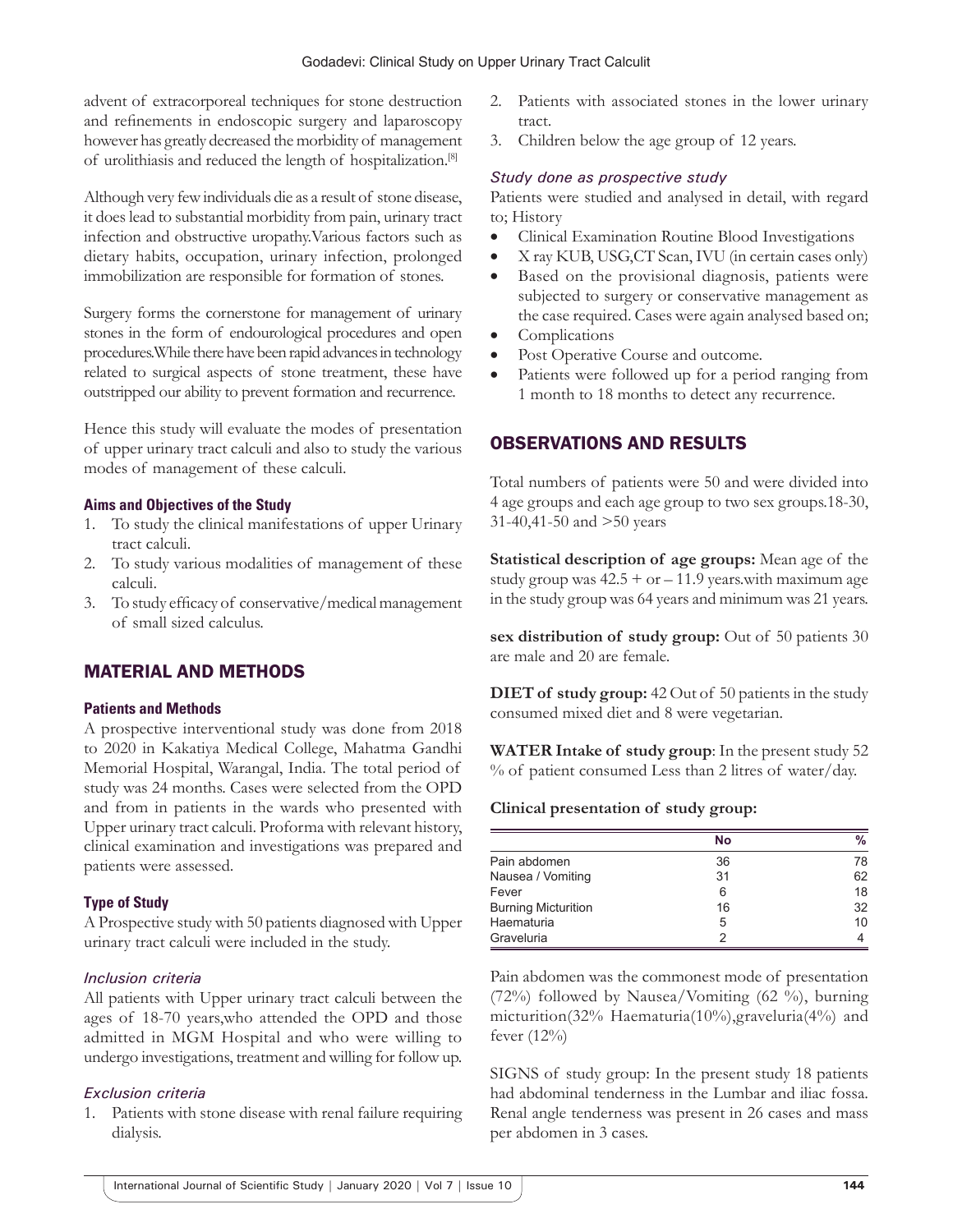advent of extracorporeal techniques for stone destruction and refinements in endoscopic surgery and laparoscopy however has greatly decreased the morbidity of management of urolithiasis and reduced the length of hospitalization.[8]

Although very few individuals die as a result of stone disease, it does lead to substantial morbidity from pain, urinary tract infection and obstructive uropathy.Various factors such as dietary habits, occupation, urinary infection, prolonged immobilization are responsible for formation of stones.

Surgery forms the cornerstone for management of urinary stones in the form of endourological procedures and open procedures.While there have been rapid advances in technology related to surgical aspects of stone treatment, these have outstripped our ability to prevent formation and recurrence.

Hence this study will evaluate the modes of presentation of upper urinary tract calculi and also to study the various modes of management of these calculi.

### Aims and Objectives of the Study

1. To study the clinical manifestations of upper Urinary tract calculi.
2. To study various modalities of management of these calculi.
3. To study efficacy of conservative/medical management of small sized calculus.

## MATERIAL AND METHODS

### Patients and Methods

A prospective interventional study was done from 2018 to 2020 in Kakatiya Medical College, Mahatma Gandhi Memorial Hospital, Warangal, India. The total period of study was 24 months. Cases were selected from the OPD and from in patients in the wards who presented with Upper urinary tract calculi. Proforma with relevant history, clinical examination and investigations was prepared and patients were assessed.

### Type of Study

A Prospective study with 50 patients diagnosed with Upper urinary tract calculi were included in the study.

*Inclusion criteria*

All patients with Upper urinary tract calculi between the ages of 18-70 years,who attended the OPD and those admitted in MGM Hospital and who were willing to undergo investigations, treatment and willing for follow up.

*Exclusion criteria*

1. Patients with stone disease with renal failure requiring dialysis.
2. Patients with associated stones in the lower urinary tract.
3. Children below the age group of 12 years.

*Study done as prospective study*

Patients were studied and analysed in detail, with regard to; History

- Clinical Examination Routine Blood Investigations
- X ray KUB, USG,CT Scan, IVU (in certain cases only)
- Based on the provisional diagnosis, patients were subjected to surgery or conservative management as the case required. Cases were again analysed based on;
- Complications
- Post Operative Course and outcome.
- Patients were followed up for a period ranging from 1 month to 18 months to detect any recurrence.

## OBSERVATIONS AND RESULTS

Total numbers of patients were 50 and were divided into 4 age groups and each age group to two sex groups.18-30, 31-40,41-50 and >50 years

**Statistical description of age groups:** Mean age of the study group was 42.5 + or – 11.9 years.with maximum age in the study group was 64 years and minimum was 21 years.

**sex distribution of study group:** Out of 50 patients 30 are male and 20 are female.

**DIET of study group:** 42 Out of 50 patients in the study consumed mixed diet and 8 were vegetarian.

**WATER Intake of study group**: In the present study 52 % of patient consumed Less than 2 litres of water/day.

**Clinical presentation of study group:**

| | No | % |
|---|---|---|
| Pain abdomen | 36 | 78 |
| Nausea / Vomiting | 31 | 62 |
| Fever | 6 | 18 |
| Burning Micturition | 16 | 32 |
| Haematuria | 5 | 10 |
| Graveluria | 2 | 4 |

Pain abdomen was the commonest mode of presentation (72%) followed by Nausea/Vomiting (62 %), burning micturition(32% Haematuria(10%),graveluria(4%) and fever (12%)

SIGNS of study group: In the present study 18 patients had abdominal tenderness in the Lumbar and iliac fossa. Renal angle tenderness was present in 26 cases and mass per abdomen in 3 cases.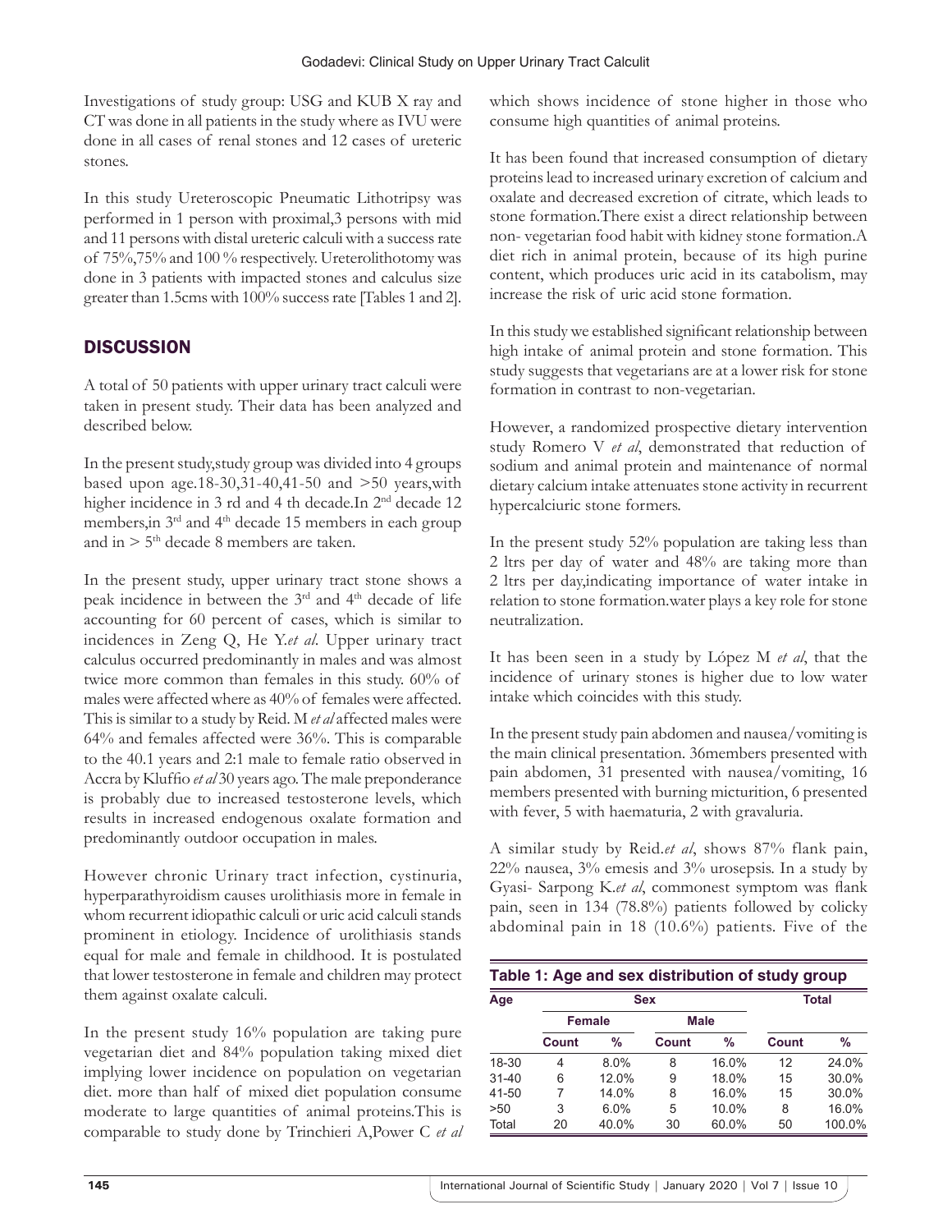Investigations of study group: USG and KUB X ray and CT was done in all patients in the study where as IVU were done in all cases of renal stones and 12 cases of ureteric stones.

In this study Ureteroscopic Pneumatic Lithotripsy was performed in 1 person with proximal,3 persons with mid and 11 persons with distal ureteric calculi with a success rate of 75%,75% and 100 % respectively. Ureterolithotomy was done in 3 patients with impacted stones and calculus size greater than 1.5cms with 100% success rate [Tables 1 and 2].

## DISCUSSION

A total of 50 patients with upper urinary tract calculi were taken in present study. Their data has been analyzed and described below.

In the present study,study group was divided into 4 groups based upon age.18-30,31-40,41-50 and >50 years,with higher incidence in 3 rd and 4 th decade.In 2nd decade 12 members,in 3rd and 4th decade 15 members in each group and in > 5th decade 8 members are taken.

In the present study, upper urinary tract stone shows a peak incidence in between the 3rd and 4th decade of life accounting for 60 percent of cases, which is similar to incidences in Zeng Q, He Y.*et al*. Upper urinary tract calculus occurred predominantly in males and was almost twice more common than females in this study. 60% of males were affected where as 40% of females were affected. This is similar to a study by Reid. M *et al* affected males were 64% and females affected were 36%. This is comparable to the 40.1 years and 2:1 male to female ratio observed in Accra by Kluffio *et al* 30 years ago. The male preponderance is probably due to increased testosterone levels, which results in increased endogenous oxalate formation and predominantly outdoor occupation in males.

However chronic Urinary tract infection, cystinuria, hyperparathyroidism causes urolithiasis more in female in whom recurrent idiopathic calculi or uric acid calculi stands prominent in etiology. Incidence of urolithiasis stands equal for male and female in childhood. It is postulated that lower testosterone in female and children may protect them against oxalate calculi.

In the present study 16% population are taking pure vegetarian diet and 84% population taking mixed diet implying lower incidence on population on vegetarian diet. more than half of mixed diet population consume moderate to large quantities of animal proteins.This is comparable to study done by Trinchieri A,Power C *et al* which shows incidence of stone higher in those who consume high quantities of animal proteins.

It has been found that increased consumption of dietary proteins lead to increased urinary excretion of calcium and oxalate and decreased excretion of citrate, which leads to stone formation.There exist a direct relationship between non- vegetarian food habit with kidney stone formation.A diet rich in animal protein, because of its high purine content, which produces uric acid in its catabolism, may increase the risk of uric acid stone formation.

In this study we established significant relationship between high intake of animal protein and stone formation. This study suggests that vegetarians are at a lower risk for stone formation in contrast to non-vegetarian.

However, a randomized prospective dietary intervention study Romero V *et al*, demonstrated that reduction of sodium and animal protein and maintenance of normal dietary calcium intake attenuates stone activity in recurrent hypercalciuric stone formers.

In the present study 52% population are taking less than 2 ltrs per day of water and 48% are taking more than 2 ltrs per day,indicating importance of water intake in relation to stone formation.water plays a key role for stone neutralization.

It has been seen in a study by López M *et al*, that the incidence of urinary stones is higher due to low water intake which coincides with this study.

In the present study pain abdomen and nausea/vomiting is the main clinical presentation. 36members presented with pain abdomen, 31 presented with nausea/vomiting, 16 members presented with burning micturition, 6 presented with fever, 5 with haematuria, 2 with gravaluria.

A similar study by Reid.*et al*, shows 87% flank pain, 22% nausea, 3% emesis and 3% urosepsis. In a study by Gyasi- Sarpong K.*et al*, commonest symptom was flank pain, seen in 134 (78.8%) patients followed by colicky abdominal pain in 18 (10.6%) patients. Five of the

**Table 1: Age and sex distribution of study group**

| Age | Sex | | | | Total | |
|---|---|---|---|---|---|---|
| | Female | | Male | | | |
| | Count | % | Count | % | Count | % |
| 18-30 | 4 | 8.0% | 8 | 16.0% | 12 | 24.0% |
| 31-40 | 6 | 12.0% | 9 | 18.0% | 15 | 30.0% |
| 41-50 | 7 | 14.0% | 8 | 16.0% | 15 | 30.0% |
| >50 | 3 | 6.0% | 5 | 10.0% | 8 | 16.0% |
| Total | 20 | 40.0% | 30 | 60.0% | 50 | 100.0% |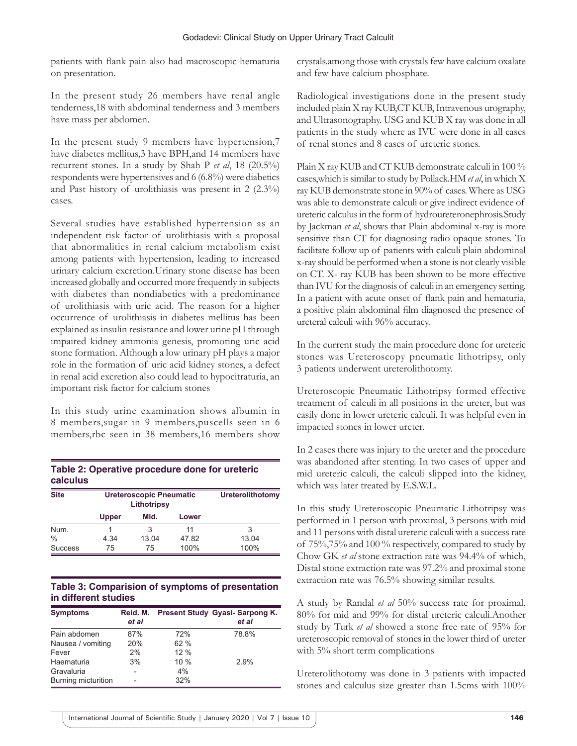patients with flank pain also had macroscopic hematuria on presentation.

In the present study 26 members have renal angle tenderness,18 with abdominal tenderness and 3 members have mass per abdomen.

In the present study 9 members have hypertension,7 have diabetes mellitus,3 have BPH,and 14 members have recurrent stones. In a study by Shah P *et al*, 18 (20.5%) respondents were hypertensives and 6 (6.8%) were diabetics and Past history of urolithiasis was present in 2 (2.3%) cases.

Several studies have established hypertension as an independent risk factor of urolithiasis with a proposal that abnormalities in renal calcium metabolism exist among patients with hypertension, leading to increased urinary calcium excretion.Urinary stone disease has been increased globally and occurred more frequently in subjects with diabetes than nondiabetics with a predominance of urolithiasis with uric acid. The reason for a higher occurrence of urolithiasis in diabetes mellitus has been explained as insulin resistance and lower urine pH through impaired kidney ammonia genesis, promoting uric acid stone formation. Although a low urinary pH plays a major role in the formation of uric acid kidney stones, a defect in renal acid excretion also could lead to hypocitraturia, an important risk factor for calcium stones

In this study urine examination shows albumin in 8 members,sugar in 9 members,puscells seen in 6 members,rbc seen in 38 members,16 members show crystals.among those with crystals few have calcium oxalate and few have calcium phosphate.

**Table 2: Operative procedure done for ureteric calculus**

| Site | Ureteroscopic Pneumatic Lithotripsy | | | Ureterolithotomy |
|---|---|---|---|---|
| | Upper | Mid. | Lower | |
| Num. | 1 | 3 | 11 | 3 |
| % | 4.34 | 13.04 | 47.82 | 13.04 |
| Success | 75 | 75 | 100% | 100% |

**Table 3: Comparision of symptoms of presentation in different studies**

| Symptoms | Reid. M. *et al* | Present Study | Gyasi- Sarpong K. *et al* |
|---|---|---|---|
| Pain abdomen | 87% | 72% | 78.8% |
| Nausea / vomiting | 20% | 62 % | |
| Fever | 2% | 12 % | |
| Haematuria | 3% | 10 % | 2.9% |
| Gravaluria | - | 4% | |
| Burning micturition | - | 32% | |

Radiological investigations done in the present study included plain X ray KUB,CT KUB, Intravenous urography, and Ultrasonography. USG and KUB X ray was done in all patients in the study where as IVU were done in all cases of renal stones and 8 cases of ureteric stones.

Plain X ray KUB and CT KUB demonstrate calculi in 100 % cases,which is similar to study by Pollack.HM *et al*, in which X ray KUB demonstrate stone in 90% of cases. Where as USG was able to demonstrate calculi or give indirect evidence of ureteric calculus in the form of hydroureteronephrosis.Study by Jackman *et al*, shows that Plain abdominal x-ray is more sensitive than CT for diagnosing radio opaque stones. To facilitate follow up of patients with calculi plain abdominal x-ray should be performed when a stone is not clearly visible on CT. X- ray KUB has been shown to be more effective than IVU for the diagnosis of calculi in an emergency setting. In a patient with acute onset of flank pain and hematuria, a positive plain abdominal film diagnosed the presence of ureteral calculi with 96% accuracy.

In the current study the main procedure done for ureteric stones was Ureteroscopy pneumatic lithotripsy, only 3 patients underwent ureterolithotomy.

Ureteroscopic Pneumatic Lithotripsy formed effective treatment of calculi in all positions in the ureter, but was easily done in lower ureteric calculi. It was helpful even in impacted stones in lower ureter.

In 2 cases there was injury to the ureter and the procedure was abandoned after stenting. In two cases of upper and mid ureteric calculi, the calculi slipped into the kidney, which was later treated by E.S.W.L.

In this study Ureteroscopic Pneumatic Lithotripsy was performed in 1 person with proximal, 3 persons with mid and 11 persons with distal ureteric calculi with a success rate of 75%,75% and 100 % respectively, compared to study by Chow GK *et al* stone extraction rate was 94.4% of which, Distal stone extraction rate was 97.2% and proximal stone extraction rate was 76.5% showing similar results.

A study by Randal *et al* 50% success rate for proximal, 80% for mid and 99% for distal ureteric calculi.Another study by Turk *et al* showed a stone free rate of 95% for ureteroscopic removal of stones in the lower third of ureter with 5% short term complications

Ureterolithotomy was done in 3 patients with impacted stones and calculus size greater than 1.5cms with 100%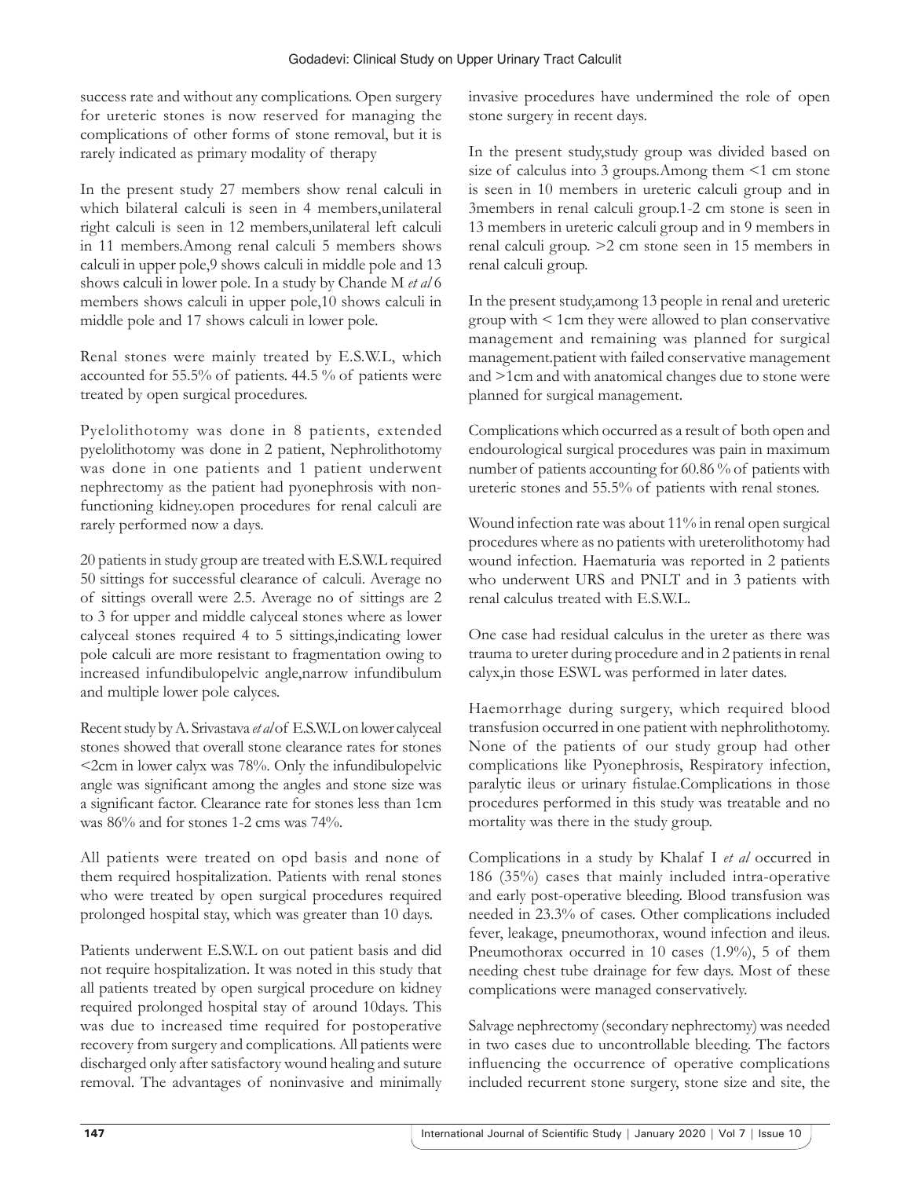success rate and without any complications. Open surgery for ureteric stones is now reserved for managing the complications of other forms of stone removal, but it is rarely indicated as primary modality of therapy

In the present study 27 members show renal calculi in which bilateral calculi is seen in 4 members,unilateral right calculi is seen in 12 members,unilateral left calculi in 11 members.Among renal calculi 5 members shows calculi in upper pole,9 shows calculi in middle pole and 13 shows calculi in lower pole. In a study by Chande M *et al* 6 members shows calculi in upper pole,10 shows calculi in middle pole and 17 shows calculi in lower pole.

Renal stones were mainly treated by E.S.W.L, which accounted for 55.5% of patients. 44.5 % of patients were treated by open surgical procedures.

Pyelolithotomy was done in 8 patients, extended pyelolithotomy was done in 2 patient, Nephrolithotomy was done in one patients and 1 patient underwent nephrectomy as the patient had pyonephrosis with non-functioning kidney.open procedures for renal calculi are rarely performed now a days.

20 patients in study group are treated with E.S.W.L required 50 sittings for successful clearance of calculi. Average no of sittings overall were 2.5. Average no of sittings are 2 to 3 for upper and middle calyceal stones where as lower calyceal stones required 4 to 5 sittings,indicating lower pole calculi are more resistant to fragmentation owing to increased infundibulopelvic angle,narrow infundibulum and multiple lower pole calyces.

Recent study by A. Srivastava *et al* of E.S.W.L on lower calyceal stones showed that overall stone clearance rates for stones <2cm in lower calyx was 78%. Only the infundibulopelvic angle was significant among the angles and stone size was a significant factor. Clearance rate for stones less than 1cm was 86% and for stones 1-2 cms was 74%.

All patients were treated on opd basis and none of them required hospitalization. Patients with renal stones who were treated by open surgical procedures required prolonged hospital stay, which was greater than 10 days.

Patients underwent E.S.W.L on out patient basis and did not require hospitalization. It was noted in this study that all patients treated by open surgical procedure on kidney required prolonged hospital stay of around 10days. This was due to increased time required for postoperative recovery from surgery and complications. All patients were discharged only after satisfactory wound healing and suture removal. The advantages of noninvasive and minimally invasive procedures have undermined the role of open stone surgery in recent days.

In the present study,study group was divided based on size of calculus into 3 groups.Among them <1 cm stone is seen in 10 members in ureteric calculi group and in 3members in renal calculi group.1-2 cm stone is seen in 13 members in ureteric calculi group and in 9 members in renal calculi group. >2 cm stone seen in 15 members in renal calculi group.

In the present study,among 13 people in renal and ureteric group with < 1cm they were allowed to plan conservative management and remaining was planned for surgical management.patient with failed conservative management and >1cm and with anatomical changes due to stone were planned for surgical management.

Complications which occurred as a result of both open and endourological surgical procedures was pain in maximum number of patients accounting for 60.86 % of patients with ureteric stones and 55.5% of patients with renal stones.

Wound infection rate was about 11% in renal open surgical procedures where as no patients with ureterolithotomy had wound infection. Haematuria was reported in 2 patients who underwent URS and PNLT and in 3 patients with renal calculus treated with E.S.W.L.

One case had residual calculus in the ureter as there was trauma to ureter during procedure and in 2 patients in renal calyx,in those ESWL was performed in later dates.

Haemorrhage during surgery, which required blood transfusion occurred in one patient with nephrolithotomy. None of the patients of our study group had other complications like Pyonephrosis, Respiratory infection, paralytic ileus or urinary fistulae.Complications in those procedures performed in this study was treatable and no mortality was there in the study group.

Complications in a study by Khalaf I *et al* occurred in 186 (35%) cases that mainly included intra-operative and early post-operative bleeding. Blood transfusion was needed in 23.3% of cases. Other complications included fever, leakage, pneumothorax, wound infection and ileus. Pneumothorax occurred in 10 cases (1.9%), 5 of them needing chest tube drainage for few days. Most of these complications were managed conservatively.

Salvage nephrectomy (secondary nephrectomy) was needed in two cases due to uncontrollable bleeding. The factors influencing the occurrence of operative complications included recurrent stone surgery, stone size and site, the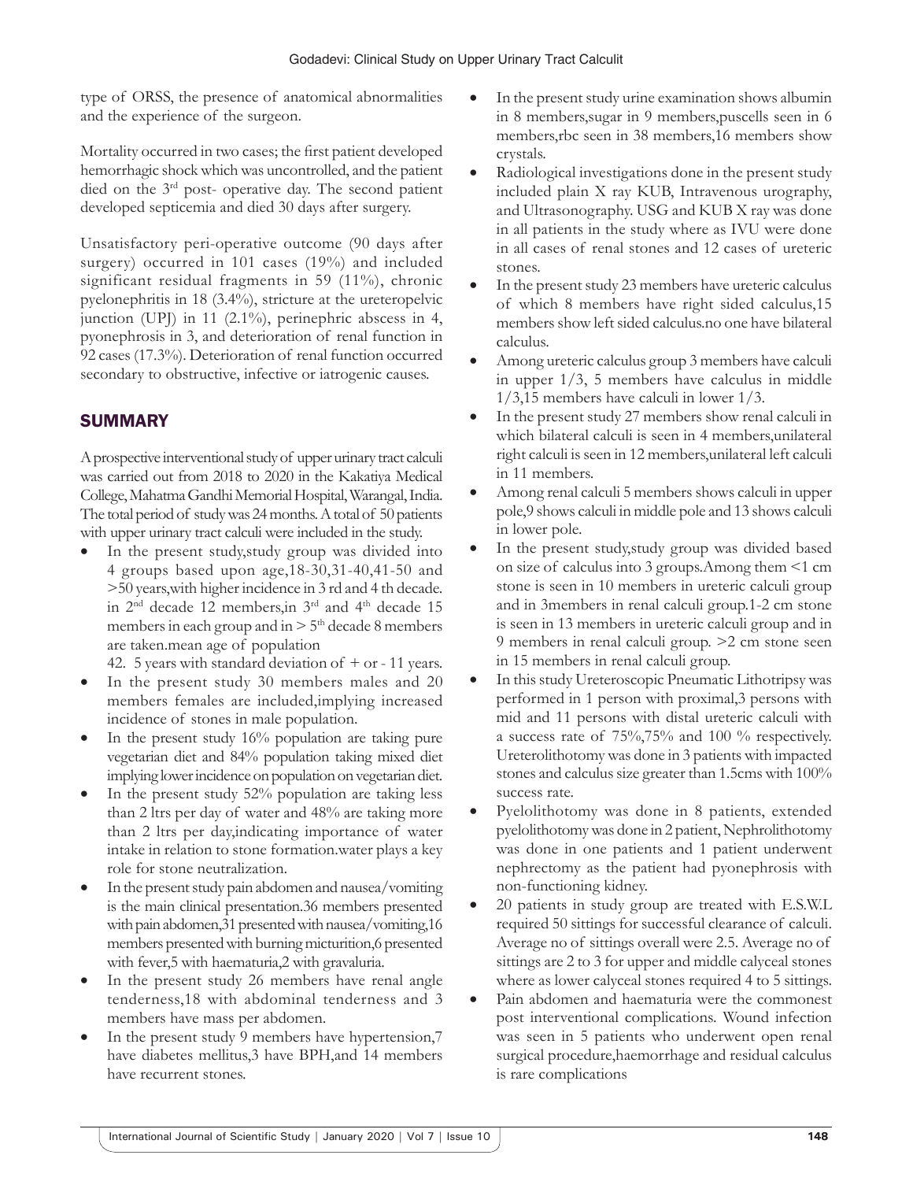type of ORSS, the presence of anatomical abnormalities and the experience of the surgeon.

Mortality occurred in two cases; the first patient developed hemorrhagic shock which was uncontrolled, and the patient died on the 3rd post- operative day. The second patient developed septicemia and died 30 days after surgery.

Unsatisfactory peri-operative outcome (90 days after surgery) occurred in 101 cases (19%) and included significant residual fragments in 59 (11%), chronic pyelonephritis in 18 (3.4%), stricture at the ureteropelvic junction (UPJ) in 11 (2.1%), perinephric abscess in 4, pyonephrosis in 3, and deterioration of renal function in 92 cases (17.3%). Deterioration of renal function occurred secondary to obstructive, infective or iatrogenic causes.

## SUMMARY

A prospective interventional study of upper urinary tract calculi was carried out from 2018 to 2020 in the Kakatiya Medical College, Mahatma Gandhi Memorial Hospital, Warangal, India. The total period of study was 24 months. A total of 50 patients with upper urinary tract calculi were included in the study.

- In the present study,study group was divided into 4 groups based upon age,18-30,31-40,41-50 and >50 years,with higher incidence in 3 rd and 4 th decade. in 2nd decade 12 members,in 3rd and 4th decade 15 members in each group and in > 5th decade 8 members are taken.mean age of population 42. 5 years with standard deviation of + or - 11 years.
- In the present study 30 members males and 20 members females are included,implying increased incidence of stones in male population.
- In the present study 16% population are taking pure vegetarian diet and 84% population taking mixed diet implying lower incidence on population on vegetarian diet.
- In the present study 52% population are taking less than 2 ltrs per day of water and 48% are taking more than 2 ltrs per day,indicating importance of water intake in relation to stone formation.water plays a key role for stone neutralization.
- In the present study pain abdomen and nausea/vomiting is the main clinical presentation.36 members presented with pain abdomen,31 presented with nausea/vomiting,16 members presented with burning micturition,6 presented with fever,5 with haematuria,2 with gravaluria.
- In the present study 26 members have renal angle tenderness,18 with abdominal tenderness and 3 members have mass per abdomen.
- In the present study 9 members have hypertension,7 have diabetes mellitus,3 have BPH,and 14 members have recurrent stones.
- In the present study urine examination shows albumin in 8 members,sugar in 9 members,puscells seen in 6 members,rbc seen in 38 members,16 members show crystals.
- Radiological investigations done in the present study included plain X ray KUB, Intravenous urography, and Ultrasonography. USG and KUB X ray was done in all patients in the study where as IVU were done in all cases of renal stones and 12 cases of ureteric stones.
- In the present study 23 members have ureteric calculus of which 8 members have right sided calculus,15 members show left sided calculus.no one have bilateral calculus.
- Among ureteric calculus group 3 members have calculi in upper 1/3, 5 members have calculus in middle 1/3,15 members have calculi in lower 1/3.
- In the present study 27 members show renal calculi in which bilateral calculi is seen in 4 members,unilateral right calculi is seen in 12 members,unilateral left calculi in 11 members.
- Among renal calculi 5 members shows calculi in upper pole,9 shows calculi in middle pole and 13 shows calculi in lower pole.
- In the present study,study group was divided based on size of calculus into 3 groups.Among them <1 cm stone is seen in 10 members in ureteric calculi group and in 3members in renal calculi group.1-2 cm stone is seen in 13 members in ureteric calculi group and in 9 members in renal calculi group. >2 cm stone seen in 15 members in renal calculi group.
- In this study Ureteroscopic Pneumatic Lithotripsy was performed in 1 person with proximal,3 persons with mid and 11 persons with distal ureteric calculi with a success rate of 75%,75% and 100 % respectively. Ureterolithotomy was done in 3 patients with impacted stones and calculus size greater than 1.5cms with 100% success rate.
- Pyelolithotomy was done in 8 patients, extended pyelolithotomy was done in 2 patient, Nephrolithotomy was done in one patients and 1 patient underwent nephrectomy as the patient had pyonephrosis with non-functioning kidney.
- 20 patients in study group are treated with E.S.W.L required 50 sittings for successful clearance of calculi. Average no of sittings overall were 2.5. Average no of sittings are 2 to 3 for upper and middle calyceal stones where as lower calyceal stones required 4 to 5 sittings.
- Pain abdomen and haematuria were the commonest post interventional complications. Wound infection was seen in 5 patients who underwent open renal surgical procedure,haemorrhage and residual calculus is rare complications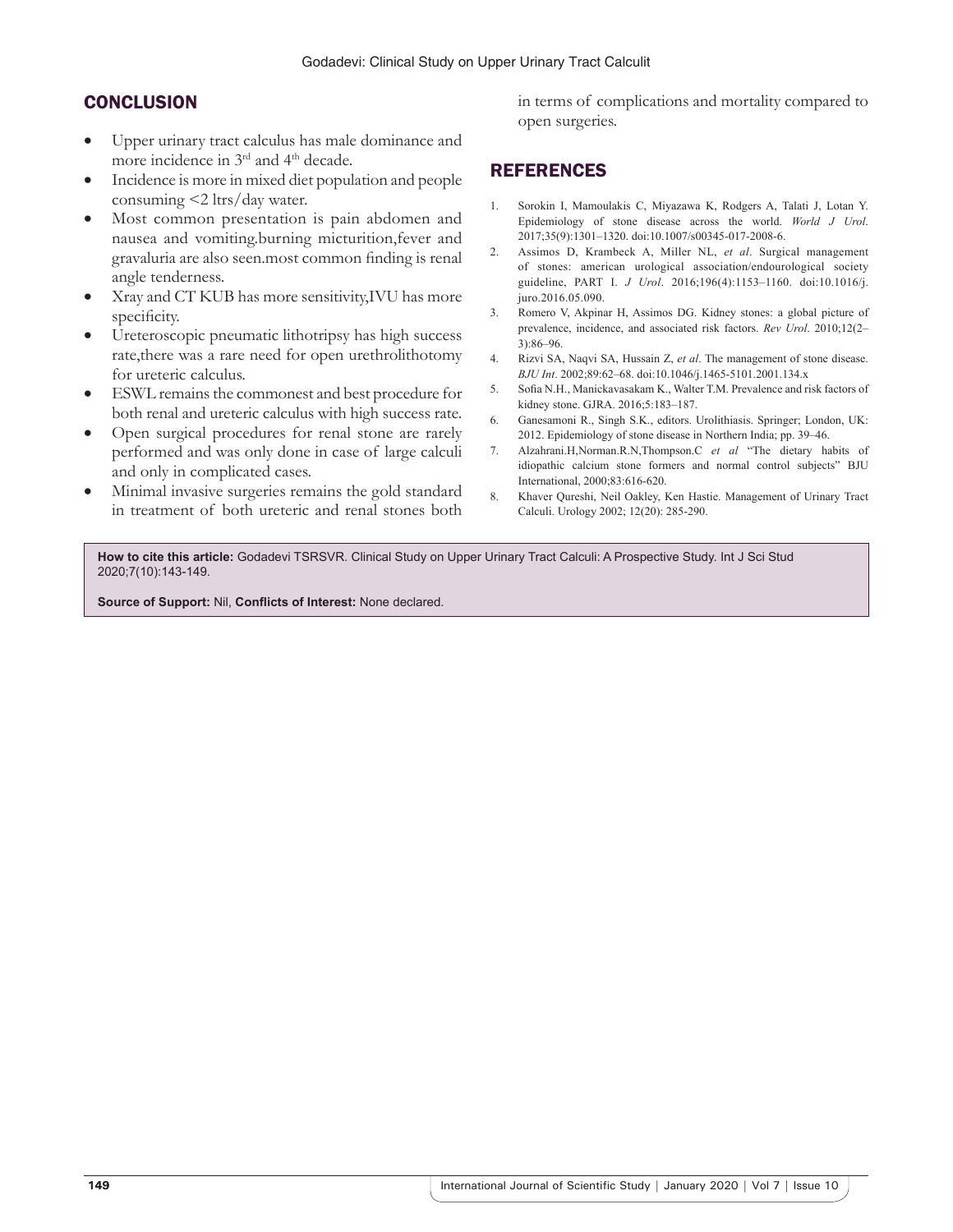## CONCLUSION

- Upper urinary tract calculus has male dominance and more incidence in 3rd and 4th decade.
- Incidence is more in mixed diet population and people consuming <2 ltrs/day water.
- Most common presentation is pain abdomen and nausea and vomiting.burning micturition,fever and gravaluria are also seen.most common finding is renal angle tenderness.
- Xray and CT KUB has more sensitivity,IVU has more specificity.
- Ureteroscopic pneumatic lithotripsy has high success rate,there was a rare need for open urethrolithotomy for ureteric calculus.
- ESWL remains the commonest and best procedure for both renal and ureteric calculus with high success rate.
- Open surgical procedures for renal stone are rarely performed and was only done in case of large calculi and only in complicated cases.
- Minimal invasive surgeries remains the gold standard in treatment of both ureteric and renal stones both in terms of complications and mortality compared to open surgeries.

## REFERENCES

1. Sorokin I, Mamoulakis C, Miyazawa K, Rodgers A, Talati J, Lotan Y. Epidemiology of stone disease across the world. *World J Urol*. 2017;35(9):1301–1320. doi:10.1007/s00345-017-2008-6.
2. Assimos D, Krambeck A, Miller NL, *et al*. Surgical management of stones: american urological association/endourological society guideline, PART I. *J Urol*. 2016;196(4):1153–1160. doi:10.1016/j.juro.2016.05.090.
3. Romero V, Akpinar H, Assimos DG. Kidney stones: a global picture of prevalence, incidence, and associated risk factors. *Rev Urol*. 2010;12(2–3):86–96.
4. Rizvi SA, Naqvi SA, Hussain Z, *et al*. The management of stone disease. *BJU Int*. 2002;89:62–68. doi:10.1046/j.1465-5101.2001.134.x
5. Sofia N.H., Manickavasakam K., Walter T.M. Prevalence and risk factors of kidney stone. GJRA. 2016;5:183–187.
6. Ganesamoni R., Singh S.K., editors. Urolithiasis. Springer; London, UK: 2012. Epidemiology of stone disease in Northern India; pp. 39–46.
7. Alzahrani.H,Norman.R.N,Thompson.C *et al* "The dietary habits of idiopathic calcium stone formers and normal control subjects" BJU International, 2000;83:616-620.
8. Khaver Qureshi, Neil Oakley, Ken Hastie. Management of Urinary Tract Calculi. Urology 2002; 12(20): 285-290.

**How to cite this article:** Godadevi TSRSVR. Clinical Study on Upper Urinary Tract Calculi: A Prospective Study. Int J Sci Stud 2020;7(10):143-149.

**Source of Support:** Nil, **Conflicts of Interest:** None declared.